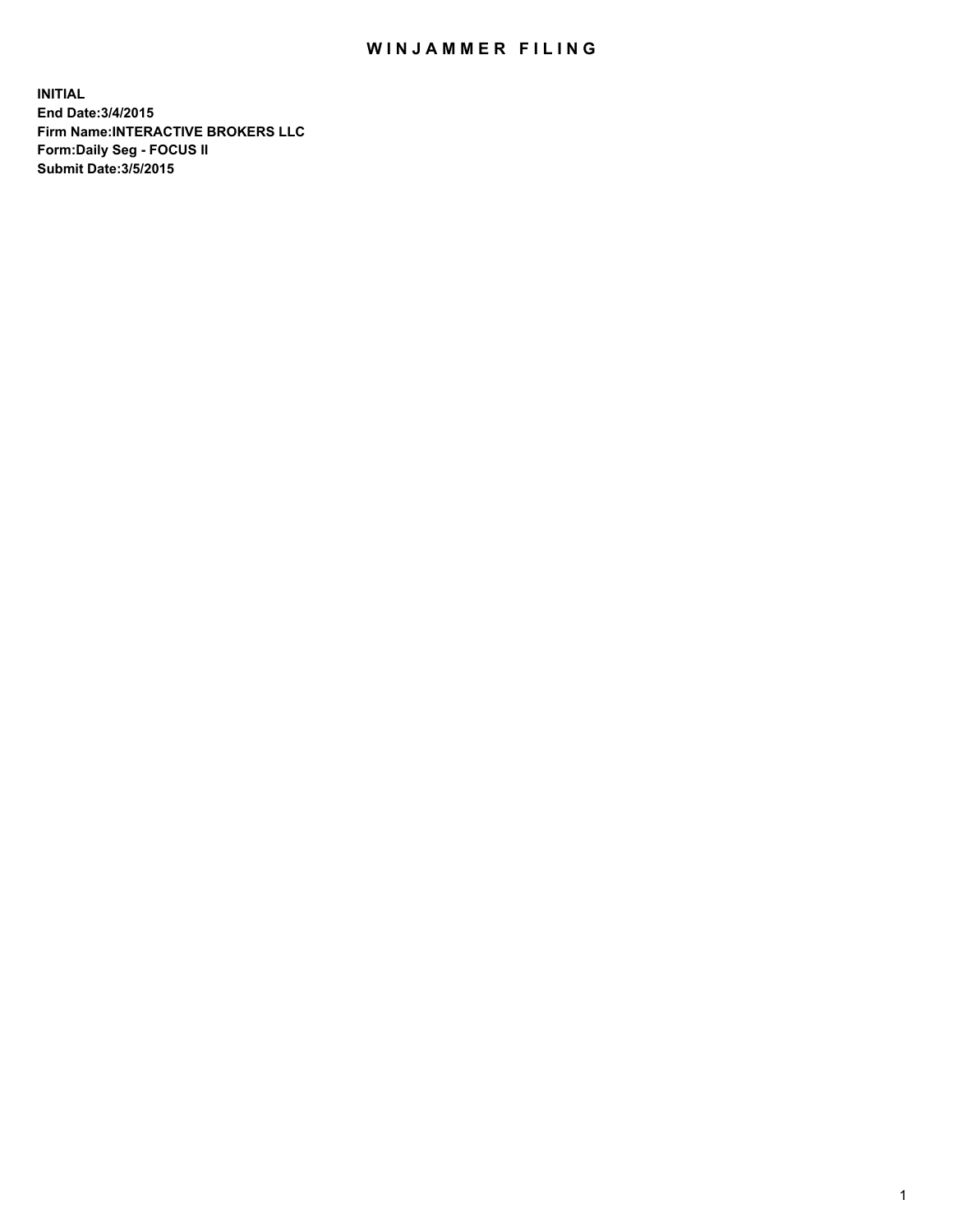# WINJAMMER FILING

**INITIAL**
**End Date:3/4/2015**
**Firm Name:INTERACTIVE BROKERS LLC**
**Form:Daily Seg - FOCUS II**
**Submit Date:3/5/2015**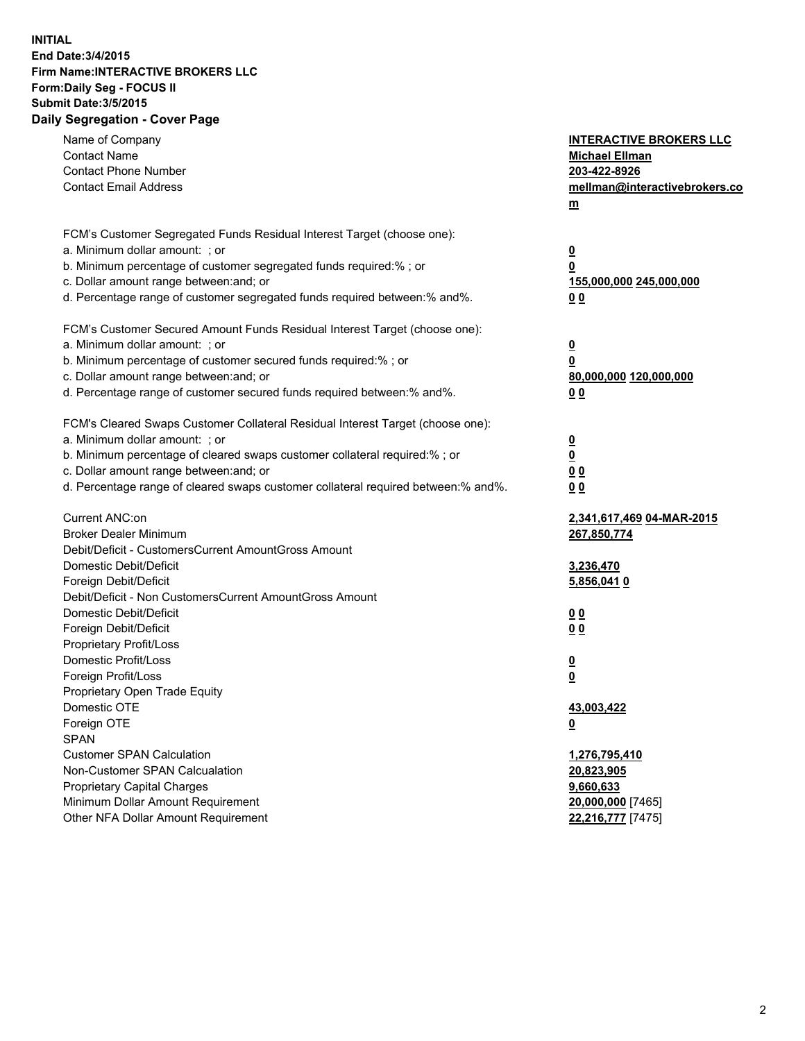**INITIAL**
**End Date:3/4/2015**
**Firm Name:INTERACTIVE BROKERS LLC**
**Form:Daily Seg - FOCUS II**
**Submit Date:3/5/2015**

## Daily Segregation - Cover Page

| | |
|---|---|
| Name of Company | **INTERACTIVE BROKERS LLC** |
| Contact Name | **Michael Ellman** |
| Contact Phone Number | **203-422-8926** |
| Contact Email Address | **mellman@interactivebrokers.com** |
| | |
| FCM's Customer Segregated Funds Residual Interest Target (choose one): | |
| a. Minimum dollar amount: ; or | **0** |
| b. Minimum percentage of customer segregated funds required:% ; or | **0** |
| c. Dollar amount range between:and; or | **155,000,000 245,000,000** |
| d. Percentage range of customer segregated funds required between:% and%. | **0 0** |
| | |
| FCM's Customer Secured Amount Funds Residual Interest Target (choose one): | |
| a. Minimum dollar amount: ; or | **0** |
| b. Minimum percentage of customer secured funds required:% ; or | **0** |
| c. Dollar amount range between:and; or | **80,000,000 120,000,000** |
| d. Percentage range of customer secured funds required between:% and%. | **0 0** |
| | |
| FCM's Cleared Swaps Customer Collateral Residual Interest Target (choose one): | |
| a. Minimum dollar amount: ; or | **0** |
| b. Minimum percentage of cleared swaps customer collateral required:% ; or | **0** |
| c. Dollar amount range between:and; or | **0 0** |
| d. Percentage range of cleared swaps customer collateral required between:% and%. | **0 0** |
| | |
| Current ANC:on | **2,341,617,469 04-MAR-2015** |
| Broker Dealer Minimum | **267,850,774** |
| Debit/Deficit - CustomersCurrent AmountGross Amount | |
| Domestic Debit/Deficit | **3,236,470** |
| Foreign Debit/Deficit | **5,856,041 0** |
| Debit/Deficit - Non CustomersCurrent AmountGross Amount | |
| Domestic Debit/Deficit | **0 0** |
| Foreign Debit/Deficit | **0 0** |
| Proprietary Profit/Loss | |
| Domestic Profit/Loss | **0** |
| Foreign Profit/Loss | **0** |
| Proprietary Open Trade Equity | |
| Domestic OTE | **43,003,422** |
| Foreign OTE | **0** |
| SPAN | |
| Customer SPAN Calculation | **1,276,795,410** |
| Non-Customer SPAN Calcualation | **20,823,905** |
| Proprietary Capital Charges | **9,660,633** |
| Minimum Dollar Amount Requirement | **20,000,000** [7465] |
| Other NFA Dollar Amount Requirement | **22,216,777** [7475] |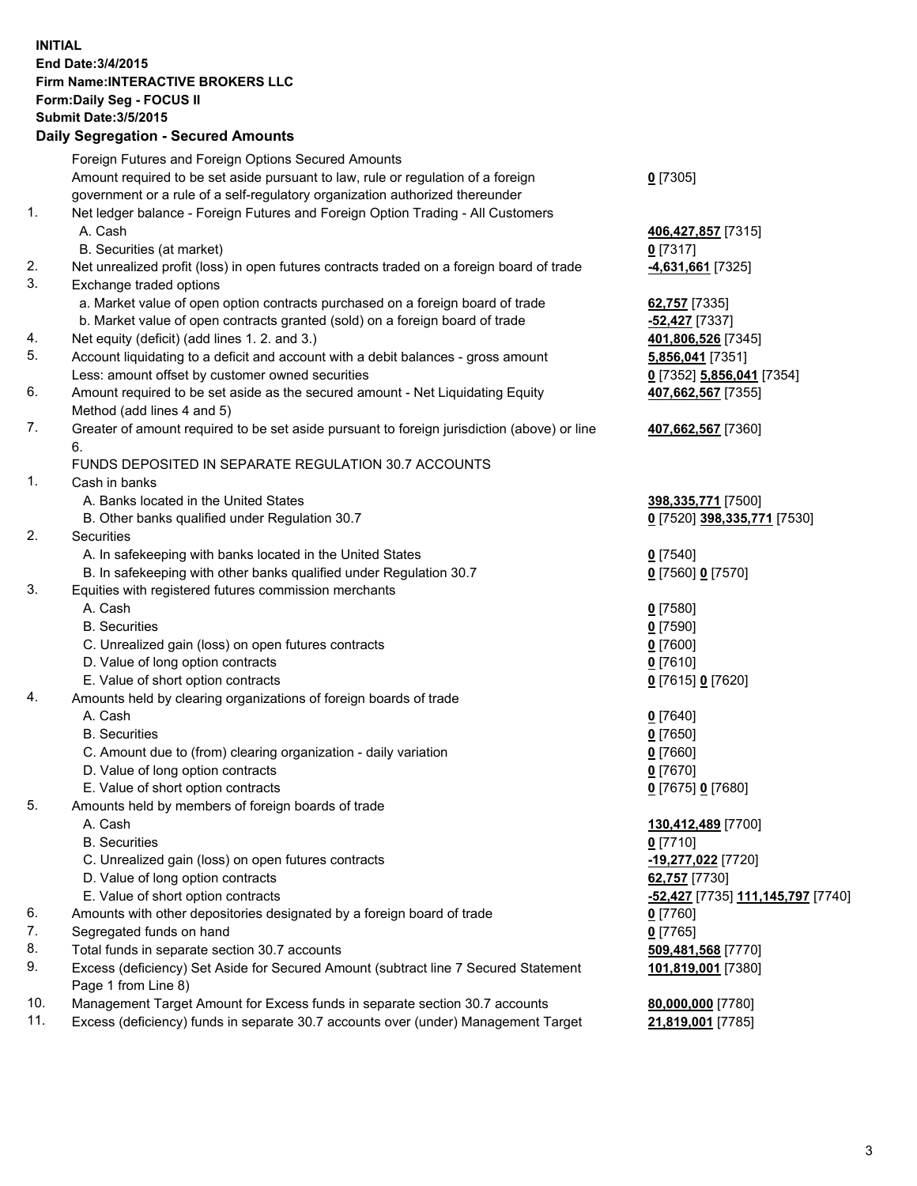**INITIAL**
**End Date:3/4/2015**
**Firm Name:INTERACTIVE BROKERS LLC**
**Form:Daily Seg - FOCUS II**
**Submit Date:3/5/2015**

## Daily Segregation - Secured Amounts

| | | |
|---|---|---|
| | Foreign Futures and Foreign Options Secured Amounts | |
| | Amount required to be set aside pursuant to law, rule or regulation of a foreign government or a rule of a self-regulatory organization authorized thereunder | **0** [7305] |
| 1. | Net ledger balance - Foreign Futures and Foreign Option Trading - All Customers | |
| | A. Cash | **406,427,857** [7315] |
| | B. Securities (at market) | **0** [7317] |
| 2. | Net unrealized profit (loss) in open futures contracts traded on a foreign board of trade | **-4,631,661** [7325] |
| 3. | Exchange traded options | |
| | a. Market value of open option contracts purchased on a foreign board of trade | **62,757** [7335] |
| | b. Market value of open contracts granted (sold) on a foreign board of trade | **-52,427** [7337] |
| 4. | Net equity (deficit) (add lines 1. 2. and 3.) | **401,806,526** [7345] |
| 5. | Account liquidating to a deficit and account with a debit balances - gross amount | **5,856,041** [7351] |
| | Less: amount offset by customer owned securities | **0** [7352] **5,856,041** [7354] |
| 6. | Amount required to be set aside as the secured amount - Net Liquidating Equity Method (add lines 4 and 5) | **407,662,567** [7355] |
| 7. | Greater of amount required to be set aside pursuant to foreign jurisdiction (above) or line 6. | **407,662,567** [7360] |
| | FUNDS DEPOSITED IN SEPARATE REGULATION 30.7 ACCOUNTS | |
| 1. | Cash in banks | |
| | A. Banks located in the United States | **398,335,771** [7500] |
| | B. Other banks qualified under Regulation 30.7 | **0** [7520] **398,335,771** [7530] |
| 2. | Securities | |
| | A. In safekeeping with banks located in the United States | **0** [7540] |
| | B. In safekeeping with other banks qualified under Regulation 30.7 | **0** [7560] **0** [7570] |
| 3. | Equities with registered futures commission merchants | |
| | A. Cash | **0** [7580] |
| | B. Securities | **0** [7590] |
| | C. Unrealized gain (loss) on open futures contracts | **0** [7600] |
| | D. Value of long option contracts | **0** [7610] |
| | E. Value of short option contracts | **0** [7615] **0** [7620] |
| 4. | Amounts held by clearing organizations of foreign boards of trade | |
| | A. Cash | **0** [7640] |
| | B. Securities | **0** [7650] |
| | C. Amount due to (from) clearing organization - daily variation | **0** [7660] |
| | D. Value of long option contracts | **0** [7670] |
| | E. Value of short option contracts | **0** [7675] **0** [7680] |
| 5. | Amounts held by members of foreign boards of trade | |
| | A. Cash | **130,412,489** [7700] |
| | B. Securities | **0** [7710] |
| | C. Unrealized gain (loss) on open futures contracts | **-19,277,022** [7720] |
| | D. Value of long option contracts | **62,757** [7730] |
| | E. Value of short option contracts | **-52,427** [7735] **111,145,797** [7740] |
| 6. | Amounts with other depositories designated by a foreign board of trade | **0** [7760] |
| 7. | Segregated funds on hand | **0** [7765] |
| 8. | Total funds in separate section 30.7 accounts | **509,481,568** [7770] |
| 9. | Excess (deficiency) Set Aside for Secured Amount (subtract line 7 Secured Statement Page 1 from Line 8) | **101,819,001** [7380] |
| 10. | Management Target Amount for Excess funds in separate section 30.7 accounts | **80,000,000** [7780] |
| 11. | Excess (deficiency) funds in separate 30.7 accounts over (under) Management Target | **21,819,001** [7785] |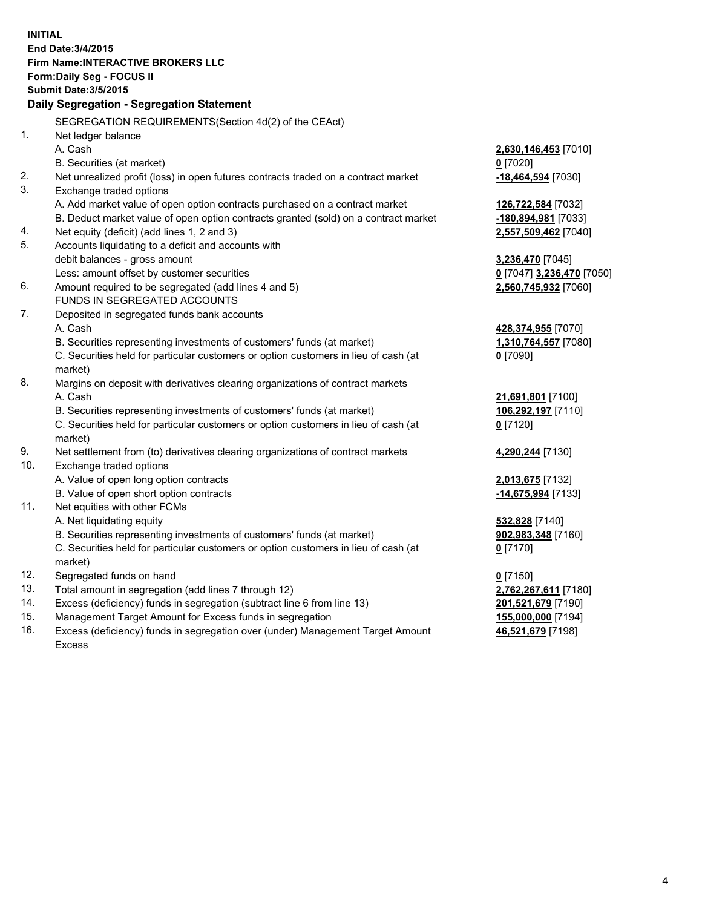**INITIAL**
**End Date:3/4/2015**
**Firm Name:INTERACTIVE BROKERS LLC**
**Form:Daily Seg - FOCUS II**
**Submit Date:3/5/2015**

## Daily Segregation - Segregation Statement

SEGREGATION REQUIREMENTS(Section 4d(2) of the CEAct)

| | | |
|---|---|---|
| 1. | Net ledger balance | |
| | A. Cash | **2,630,146,453** [7010] |
| | B. Securities (at market) | **0** [7020] |
| 2. | Net unrealized profit (loss) in open futures contracts traded on a contract market | **-18,464,594** [7030] |
| 3. | Exchange traded options | |
| | A. Add market value of open option contracts purchased on a contract market | **126,722,584** [7032] |
| | B. Deduct market value of open option contracts granted (sold) on a contract market | **-180,894,981** [7033] |
| 4. | Net equity (deficit) (add lines 1, 2 and 3) | **2,557,509,462** [7040] |
| 5. | Accounts liquidating to a deficit and accounts with | |
| | debit balances - gross amount | **3,236,470** [7045] |
| | Less: amount offset by customer securities | **0** [7047] **3,236,470** [7050] |
| 6. | Amount required to be segregated (add lines 4 and 5) | **2,560,745,932** [7060] |
| | FUNDS IN SEGREGATED ACCOUNTS | |
| 7. | Deposited in segregated funds bank accounts | |
| | A. Cash | **428,374,955** [7070] |
| | B. Securities representing investments of customers' funds (at market) | **1,310,764,557** [7080] |
| | C. Securities held for particular customers or option customers in lieu of cash (at market) | **0** [7090] |
| 8. | Margins on deposit with derivatives clearing organizations of contract markets | |
| | A. Cash | **21,691,801** [7100] |
| | B. Securities representing investments of customers' funds (at market) | **106,292,197** [7110] |
| | C. Securities held for particular customers or option customers in lieu of cash (at market) | **0** [7120] |
| 9. | Net settlement from (to) derivatives clearing organizations of contract markets | **4,290,244** [7130] |
| 10. | Exchange traded options | |
| | A. Value of open long option contracts | **2,013,675** [7132] |
| | B. Value of open short option contracts | **-14,675,994** [7133] |
| 11. | Net equities with other FCMs | |
| | A. Net liquidating equity | **532,828** [7140] |
| | B. Securities representing investments of customers' funds (at market) | **902,983,348** [7160] |
| | C. Securities held for particular customers or option customers in lieu of cash (at market) | **0** [7170] |
| 12. | Segregated funds on hand | **0** [7150] |
| 13. | Total amount in segregation (add lines 7 through 12) | **2,762,267,611** [7180] |
| 14. | Excess (deficiency) funds in segregation (subtract line 6 from line 13) | **201,521,679** [7190] |
| 15. | Management Target Amount for Excess funds in segregation | **155,000,000** [7194] |
| 16. | Excess (deficiency) funds in segregation over (under) Management Target Amount Excess | **46,521,679** [7198] |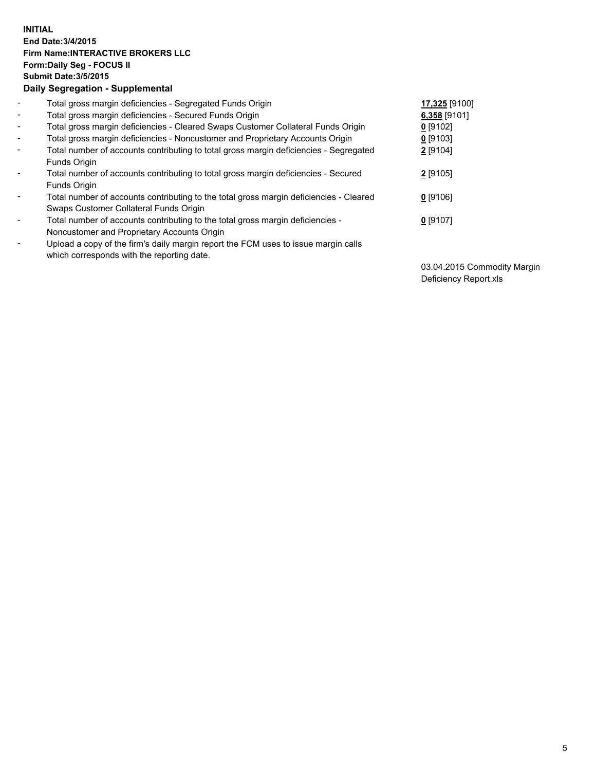**INITIAL**
**End Date:3/4/2015**
**Firm Name:INTERACTIVE BROKERS LLC**
**Form:Daily Seg - FOCUS II**
**Submit Date:3/5/2015**

### Daily Segregation - Supplemental

| | | |
|---|---|---|
| - | Total gross margin deficiencies - Segregated Funds Origin | **17,325** [9100] |
| - | Total gross margin deficiencies - Secured Funds Origin | **6,358** [9101] |
| - | Total gross margin deficiencies - Cleared Swaps Customer Collateral Funds Origin | **0** [9102] |
| - | Total gross margin deficiencies - Noncustomer and Proprietary Accounts Origin | **0** [9103] |
| - | Total number of accounts contributing to total gross margin deficiencies - Segregated Funds Origin | **2** [9104] |
| - | Total number of accounts contributing to total gross margin deficiencies - Secured Funds Origin | **2** [9105] |
| - | Total number of accounts contributing to the total gross margin deficiencies - Cleared Swaps Customer Collateral Funds Origin | **0** [9106] |
| - | Total number of accounts contributing to the total gross margin deficiencies - Noncustomer and Proprietary Accounts Origin | **0** [9107] |
| - | Upload a copy of the firm's daily margin report the FCM uses to issue margin calls which corresponds with the reporting date. | 03.04.2015 Commodity Margin Deficiency Report.xls |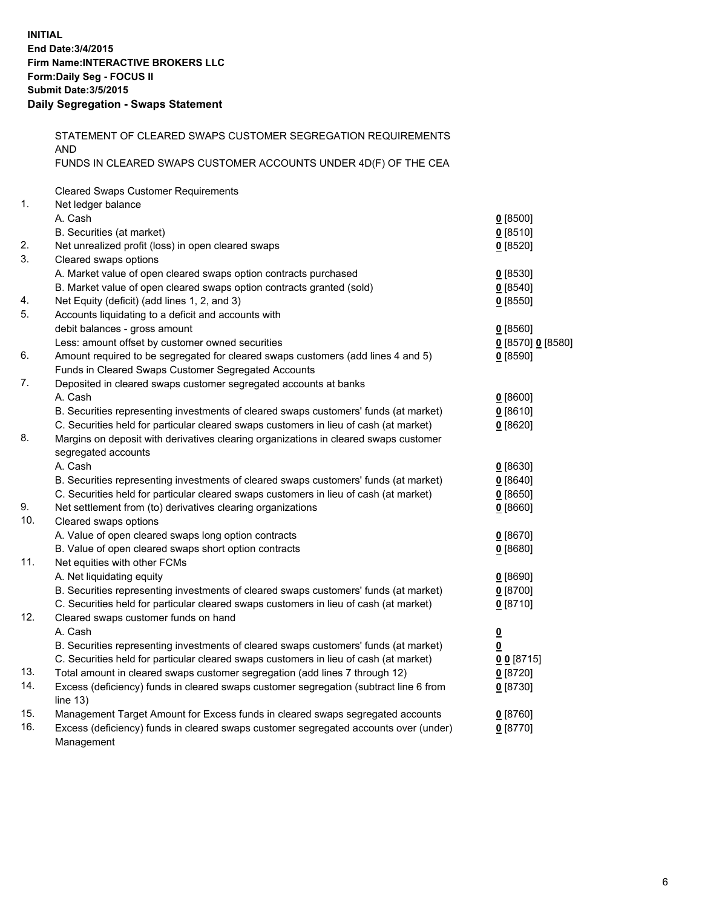**INITIAL**
**End Date:3/4/2015**
**Firm Name:INTERACTIVE BROKERS LLC**
**Form:Daily Seg - FOCUS II**
**Submit Date:3/5/2015**
**Daily Segregation - Swaps Statement**

STATEMENT OF CLEARED SWAPS CUSTOMER SEGREGATION REQUIREMENTS AND FUNDS IN CLEARED SWAPS CUSTOMER ACCOUNTS UNDER 4D(F) OF THE CEA

| | | |
|---|---|---|
| | Cleared Swaps Customer Requirements | |
| 1. | Net ledger balance | |
| | A. Cash | 0 [8500] |
| | B. Securities (at market) | 0 [8510] |
| 2. | Net unrealized profit (loss) in open cleared swaps | 0 [8520] |
| 3. | Cleared swaps options | |
| | A. Market value of open cleared swaps option contracts purchased | 0 [8530] |
| | B. Market value of open cleared swaps option contracts granted (sold) | 0 [8540] |
| 4. | Net Equity (deficit) (add lines 1, 2, and 3) | 0 [8550] |
| 5. | Accounts liquidating to a deficit and accounts with | |
| | debit balances - gross amount | 0 [8560] |
| | Less: amount offset by customer owned securities | 0 [8570] 0 [8580] |
| 6. | Amount required to be segregated for cleared swaps customers (add lines 4 and 5) | 0 [8590] |
| | Funds in Cleared Swaps Customer Segregated Accounts | |
| 7. | Deposited in cleared swaps customer segregated accounts at banks | |
| | A. Cash | 0 [8600] |
| | B. Securities representing investments of cleared swaps customers' funds (at market) | 0 [8610] |
| | C. Securities held for particular cleared swaps customers in lieu of cash (at market) | 0 [8620] |
| 8. | Margins on deposit with derivatives clearing organizations in cleared swaps customer segregated accounts | |
| | A. Cash | 0 [8630] |
| | B. Securities representing investments of cleared swaps customers' funds (at market) | 0 [8640] |
| | C. Securities held for particular cleared swaps customers in lieu of cash (at market) | 0 [8650] |
| 9. | Net settlement from (to) derivatives clearing organizations | 0 [8660] |
| 10. | Cleared swaps options | |
| | A. Value of open cleared swaps long option contracts | 0 [8670] |
| | B. Value of open cleared swaps short option contracts | 0 [8680] |
| 11. | Net equities with other FCMs | |
| | A. Net liquidating equity | 0 [8690] |
| | B. Securities representing investments of cleared swaps customers' funds (at market) | 0 [8700] |
| | C. Securities held for particular cleared swaps customers in lieu of cash (at market) | 0 [8710] |
| 12. | Cleared swaps customer funds on hand | |
| | A. Cash | 0 |
| | B. Securities representing investments of cleared swaps customers' funds (at market) | 0 |
| | C. Securities held for particular cleared swaps customers in lieu of cash (at market) | 0 0 [8715] |
| 13. | Total amount in cleared swaps customer segregation (add lines 7 through 12) | 0 [8720] |
| 14. | Excess (deficiency) funds in cleared swaps customer segregation (subtract line 6 from line 13) | 0 [8730] |
| 15. | Management Target Amount for Excess funds in cleared swaps segregated accounts | 0 [8760] |
| 16. | Excess (deficiency) funds in cleared swaps customer segregated accounts over (under) Management | 0 [8770] |